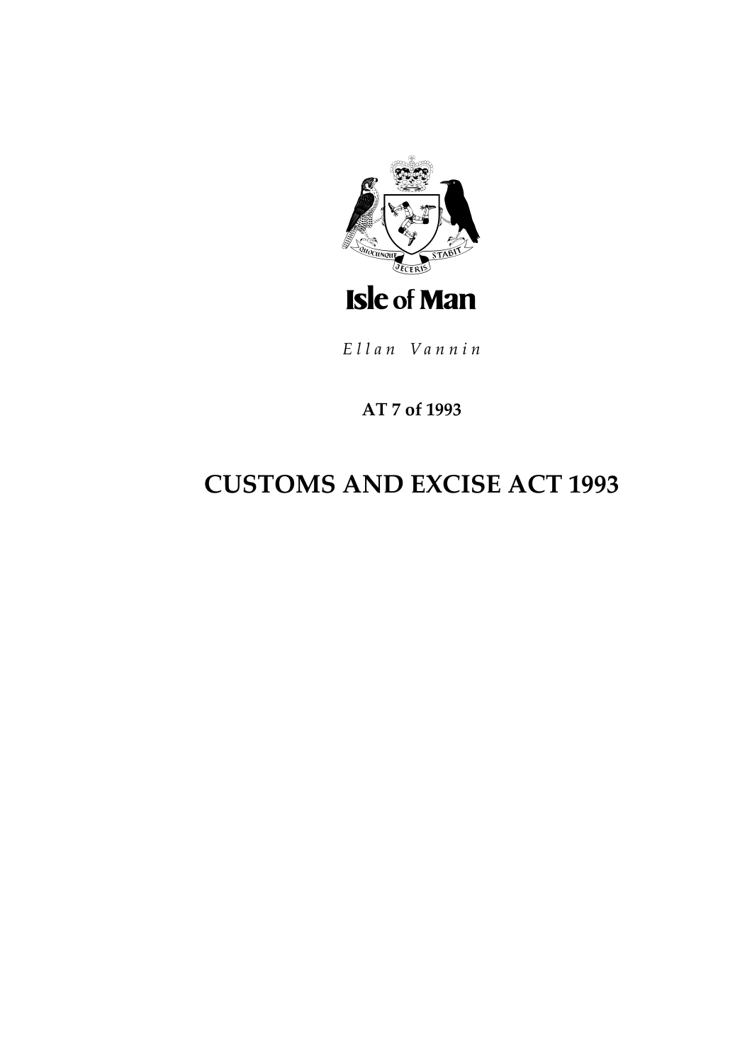Isle of Man

*Ellan Vannin*

**AT 7 of 1993**

# CUSTOMS AND EXCISE ACT 1993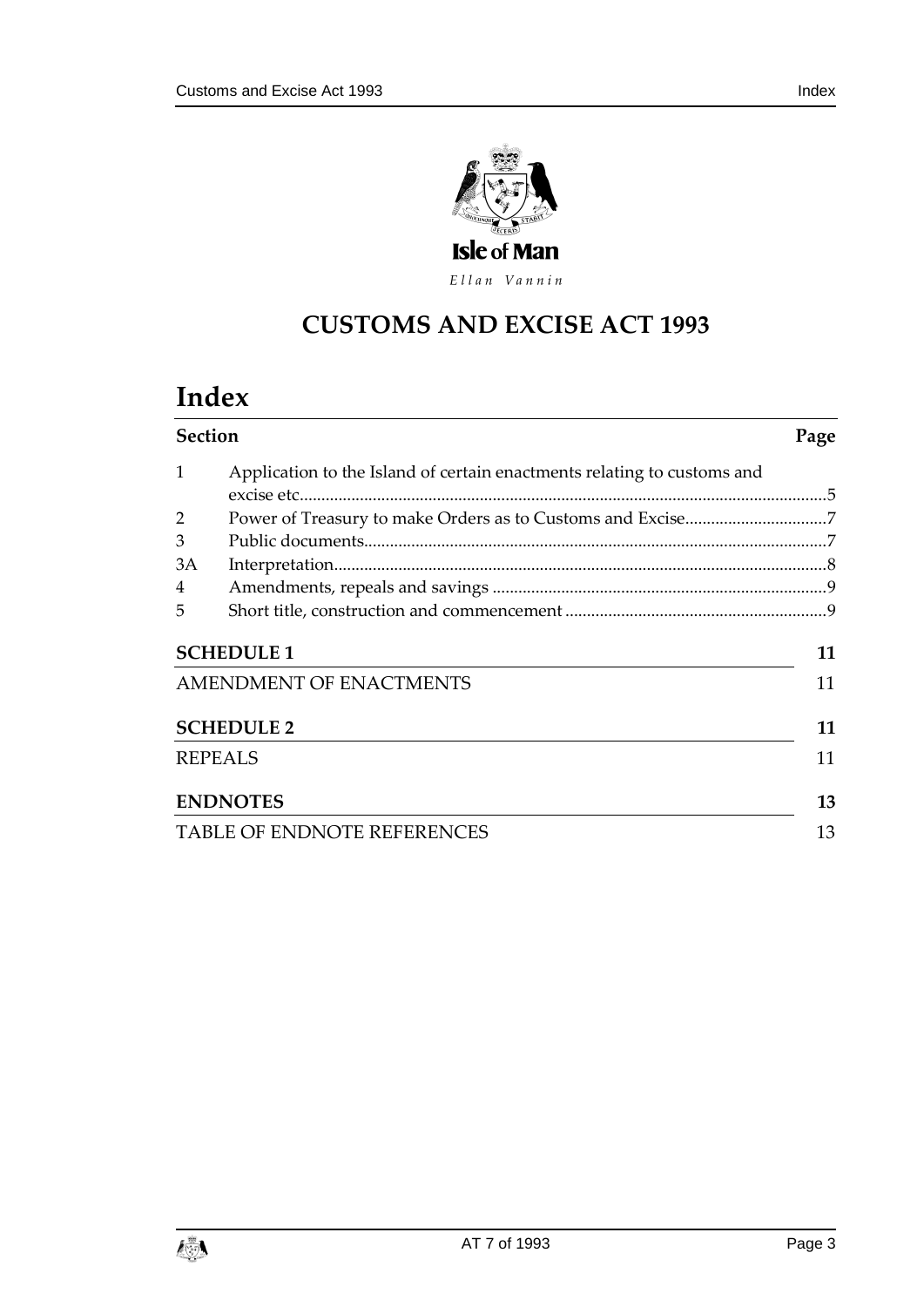Isle of Man

*Ellan Vannin*

# CUSTOMS AND EXCISE ACT 1993

# Index

| Section | | Page |
|---|---|---|
| 1 | Application to the Island of certain enactments relating to customs and excise etc | 5 |
| 2 | Power of Treasury to make Orders as to Customs and Excise | 7 |
| 3 | Public documents | 7 |
| 3A | Interpretation | 8 |
| 4 | Amendments, repeals and savings | 9 |
| 5 | Short title, construction and commencement | 9 |

**SCHEDULE 1** — 11

AMENDMENT OF ENACTMENTS — 11

**SCHEDULE 2** — 11

REPEALS — 11

**ENDNOTES** — 13

TABLE OF ENDNOTE REFERENCES — 13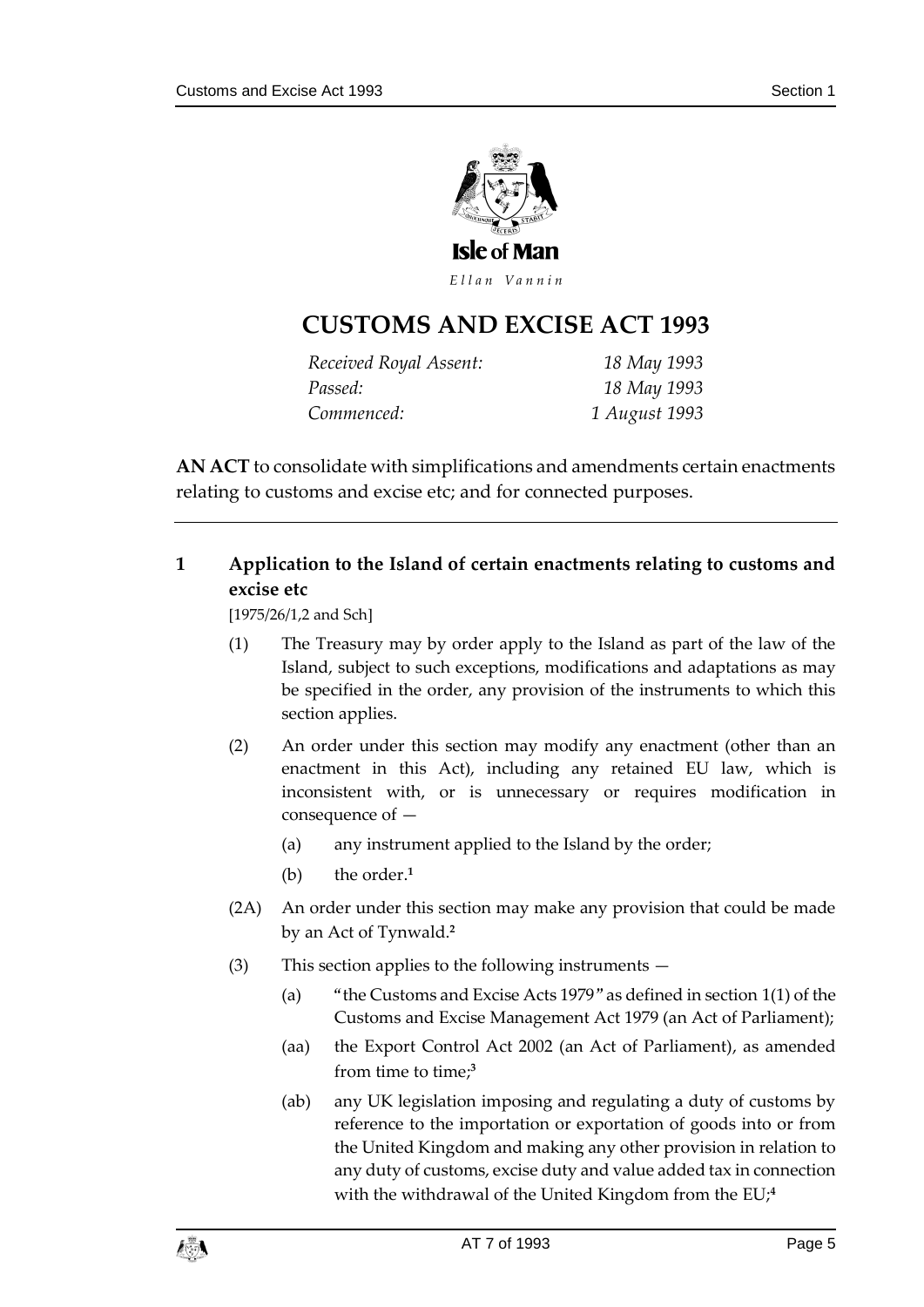Isle of Man

*Ellan Vannin*

# CUSTOMS AND EXCISE ACT 1993

| | |
|---|---|
| *Received Royal Assent:* | *18 May 1993* |
| *Passed:* | *18 May 1993* |
| *Commenced:* | *1 August 1993* |

**AN ACT** to consolidate with simplifications and amendments certain enactments relating to customs and excise etc; and for connected purposes.

---

## 1 Application to the Island of certain enactments relating to customs and excise etc

[1975/26/1,2 and Sch]

(1) The Treasury may by order apply to the Island as part of the law of the Island, subject to such exceptions, modifications and adaptations as may be specified in the order, any provision of the instruments to which this section applies.

(2) An order under this section may modify any enactment (other than an enactment in this Act), including any retained EU law, which is inconsistent with, or is unnecessary or requires modification in consequence of —

- (a) any instrument applied to the Island by the order;
- (b) the order.[1]

(2A) An order under this section may make any provision that could be made by an Act of Tynwald.[2]

(3) This section applies to the following instruments —

- (a) "the Customs and Excise Acts 1979" as defined in section 1(1) of the Customs and Excise Management Act 1979 (an Act of Parliament);
- (aa) the Export Control Act 2002 (an Act of Parliament), as amended from time to time;[3]
- (ab) any UK legislation imposing and regulating a duty of customs by reference to the importation or exportation of goods into or from the United Kingdom and making any other provision in relation to any duty of customs, excise duty and value added tax in connection with the withdrawal of the United Kingdom from the EU;[4]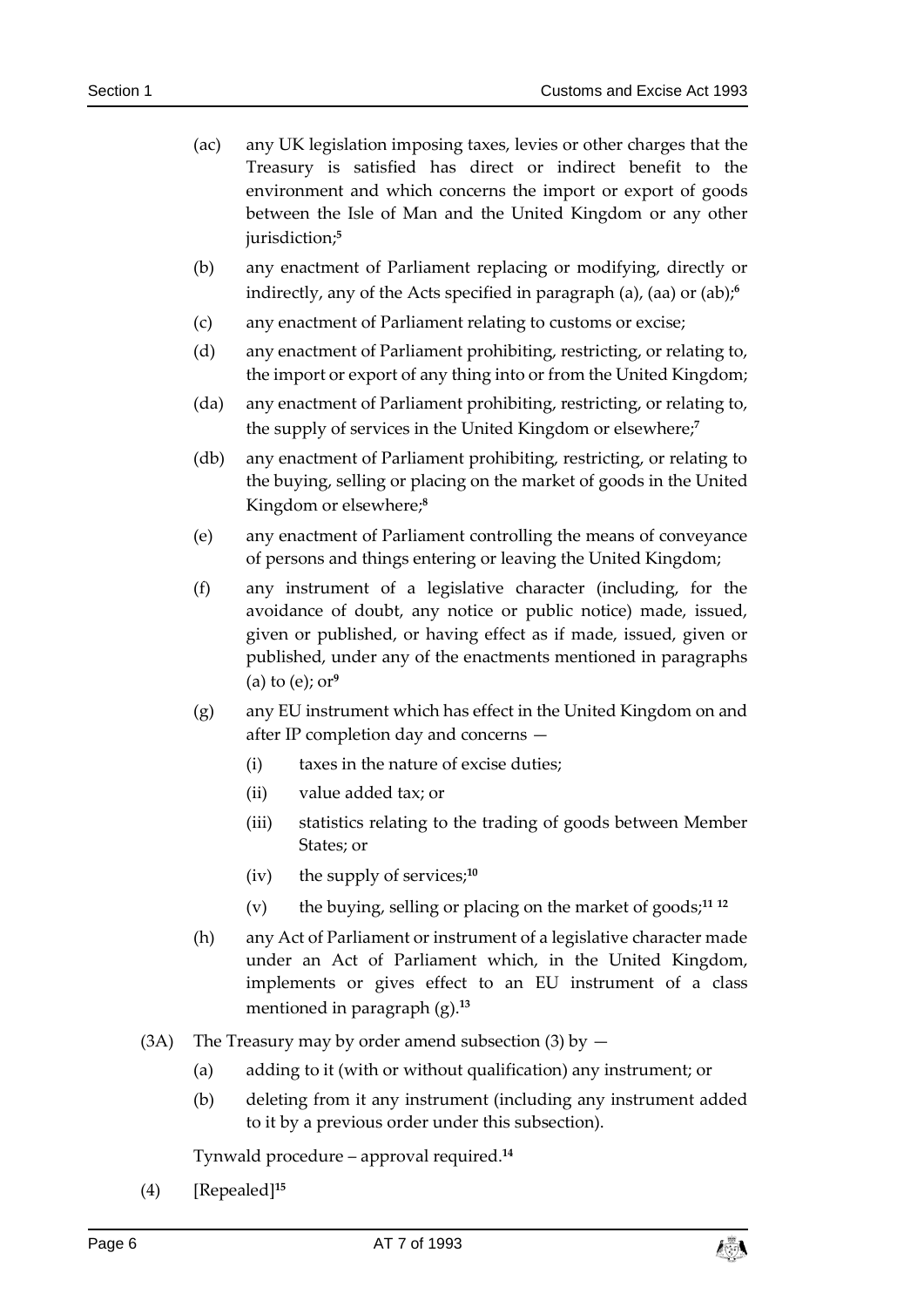(ac) any UK legislation imposing taxes, levies or other charges that the Treasury is satisfied has direct or indirect benefit to the environment and which concerns the import or export of goods between the Isle of Man and the United Kingdom or any other jurisdiction;[5]

(b) any enactment of Parliament replacing or modifying, directly or indirectly, any of the Acts specified in paragraph (a), (aa) or (ab);[6]

(c) any enactment of Parliament relating to customs or excise;

(d) any enactment of Parliament prohibiting, restricting, or relating to, the import or export of any thing into or from the United Kingdom;

(da) any enactment of Parliament prohibiting, restricting, or relating to, the supply of services in the United Kingdom or elsewhere;[7]

(db) any enactment of Parliament prohibiting, restricting, or relating to the buying, selling or placing on the market of goods in the United Kingdom or elsewhere;[8]

(e) any enactment of Parliament controlling the means of conveyance of persons and things entering or leaving the United Kingdom;

(f) any instrument of a legislative character (including, for the avoidance of doubt, any notice or public notice) made, issued, given or published, or having effect as if made, issued, given or published, under any of the enactments mentioned in paragraphs (a) to (e); or[9]

(g) any EU instrument which has effect in the United Kingdom on and after IP completion day and concerns —

 (i) taxes in the nature of excise duties;

 (ii) value added tax; or

 (iii) statistics relating to the trading of goods between Member States; or

 (iv) the supply of services;[10]

 (v) the buying, selling or placing on the market of goods;[11] [12]

(h) any Act of Parliament or instrument of a legislative character made under an Act of Parliament which, in the United Kingdom, implements or gives effect to an EU instrument of a class mentioned in paragraph (g).[13]

(3A) The Treasury may by order amend subsection (3) by —

 (a) adding to it (with or without qualification) any instrument; or

 (b) deleting from it any instrument (including any instrument added to it by a previous order under this subsection).

Tynwald procedure – approval required.[14]

(4) [Repealed][15]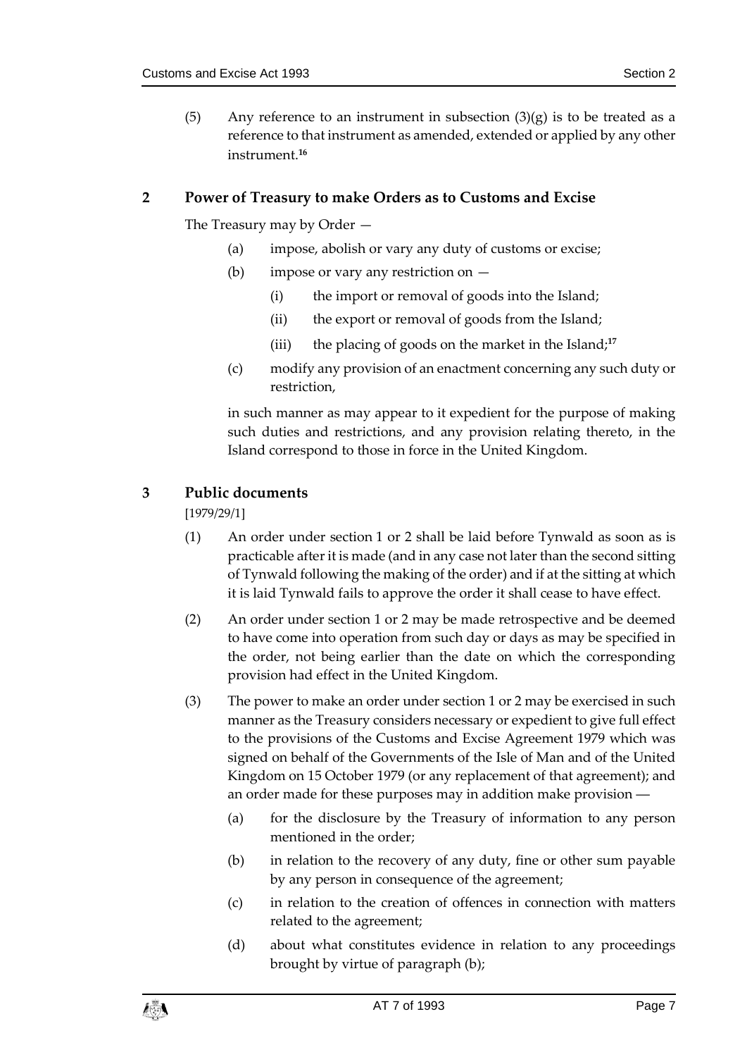(5) Any reference to an instrument in subsection (3)(g) is to be treated as a reference to that instrument as amended, extended or applied by any other instrument.[16]

## 2 Power of Treasury to make Orders as to Customs and Excise

The Treasury may by Order —

(a) impose, abolish or vary any duty of customs or excise;

(b) impose or vary any restriction on —

(i) the import or removal of goods into the Island;

(ii) the export or removal of goods from the Island;

(iii) the placing of goods on the market in the Island;[17]

(c) modify any provision of an enactment concerning any such duty or restriction,

in such manner as may appear to it expedient for the purpose of making such duties and restrictions, and any provision relating thereto, in the Island correspond to those in force in the United Kingdom.

## 3 Public documents

[1979/29/1]

(1) An order under section 1 or 2 shall be laid before Tynwald as soon as is practicable after it is made (and in any case not later than the second sitting of Tynwald following the making of the order) and if at the sitting at which it is laid Tynwald fails to approve the order it shall cease to have effect.

(2) An order under section 1 or 2 may be made retrospective and be deemed to have come into operation from such day or days as may be specified in the order, not being earlier than the date on which the corresponding provision had effect in the United Kingdom.

(3) The power to make an order under section 1 or 2 may be exercised in such manner as the Treasury considers necessary or expedient to give full effect to the provisions of the Customs and Excise Agreement 1979 which was signed on behalf of the Governments of the Isle of Man and of the United Kingdom on 15 October 1979 (or any replacement of that agreement); and an order made for these purposes may in addition make provision —

(a) for the disclosure by the Treasury of information to any person mentioned in the order;

(b) in relation to the recovery of any duty, fine or other sum payable by any person in consequence of the agreement;

(c) in relation to the creation of offences in connection with matters related to the agreement;

(d) about what constitutes evidence in relation to any proceedings brought by virtue of paragraph (b);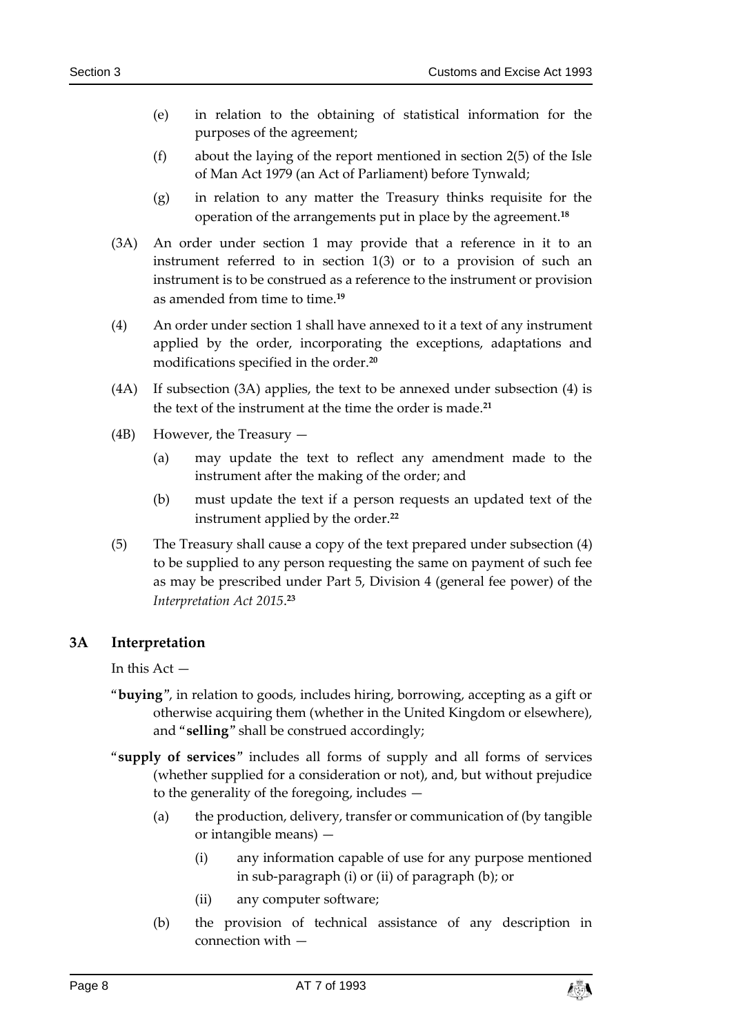(e) in relation to the obtaining of statistical information for the purposes of the agreement;

(f) about the laying of the report mentioned in section 2(5) of the Isle of Man Act 1979 (an Act of Parliament) before Tynwald;

(g) in relation to any matter the Treasury thinks requisite for the operation of the arrangements put in place by the agreement.[18]

(3A) An order under section 1 may provide that a reference in it to an instrument referred to in section 1(3) or to a provision of such an instrument is to be construed as a reference to the instrument or provision as amended from time to time.[19]

(4) An order under section 1 shall have annexed to it a text of any instrument applied by the order, incorporating the exceptions, adaptations and modifications specified in the order.[20]

(4A) If subsection (3A) applies, the text to be annexed under subsection (4) is the text of the instrument at the time the order is made.[21]

(4B) However, the Treasury —

(a) may update the text to reflect any amendment made to the instrument after the making of the order; and

(b) must update the text if a person requests an updated text of the instrument applied by the order.[22]

(5) The Treasury shall cause a copy of the text prepared under subsection (4) to be supplied to any person requesting the same on payment of such fee as may be prescribed under Part 5, Division 4 (general fee power) of the *Interpretation Act 2015*.[23]

## 3A Interpretation

In this Act —

"**buying**", in relation to goods, includes hiring, borrowing, accepting as a gift or otherwise acquiring them (whether in the United Kingdom or elsewhere), and "**selling**" shall be construed accordingly;

"**supply of services**" includes all forms of supply and all forms of services (whether supplied for a consideration or not), and, but without prejudice to the generality of the foregoing, includes —

(a) the production, delivery, transfer or communication of (by tangible or intangible means) —

(i) any information capable of use for any purpose mentioned in sub-paragraph (i) or (ii) of paragraph (b); or

(ii) any computer software;

(b) the provision of technical assistance of any description in connection with —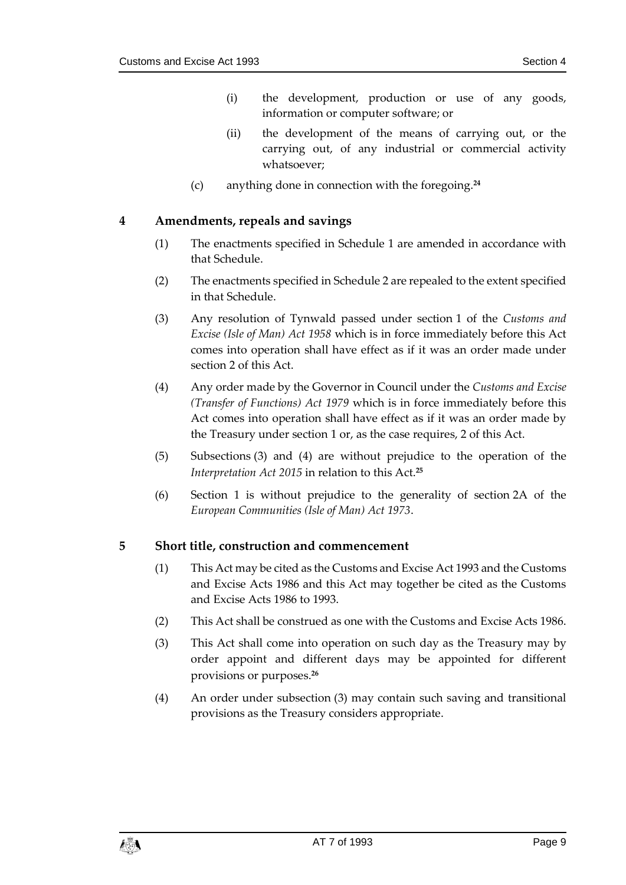(i) the development, production or use of any goods, information or computer software; or

(ii) the development of the means of carrying out, or the carrying out, of any industrial or commercial activity whatsoever;

(c) anything done in connection with the foregoing.[24]

## 4 Amendments, repeals and savings

(1) The enactments specified in Schedule 1 are amended in accordance with that Schedule.

(2) The enactments specified in Schedule 2 are repealed to the extent specified in that Schedule.

(3) Any resolution of Tynwald passed under section 1 of the *Customs and Excise (Isle of Man) Act 1958* which is in force immediately before this Act comes into operation shall have effect as if it was an order made under section 2 of this Act.

(4) Any order made by the Governor in Council under the *Customs and Excise (Transfer of Functions) Act 1979* which is in force immediately before this Act comes into operation shall have effect as if it was an order made by the Treasury under section 1 or, as the case requires, 2 of this Act.

(5) Subsections (3) and (4) are without prejudice to the operation of the *Interpretation Act 2015* in relation to this Act.[25]

(6) Section 1 is without prejudice to the generality of section 2A of the *European Communities (Isle of Man) Act 1973*.

## 5 Short title, construction and commencement

(1) This Act may be cited as the Customs and Excise Act 1993 and the Customs and Excise Acts 1986 and this Act may together be cited as the Customs and Excise Acts 1986 to 1993.

(2) This Act shall be construed as one with the Customs and Excise Acts 1986.

(3) This Act shall come into operation on such day as the Treasury may by order appoint and different days may be appointed for different provisions or purposes.[26]

(4) An order under subsection (3) may contain such saving and transitional provisions as the Treasury considers appropriate.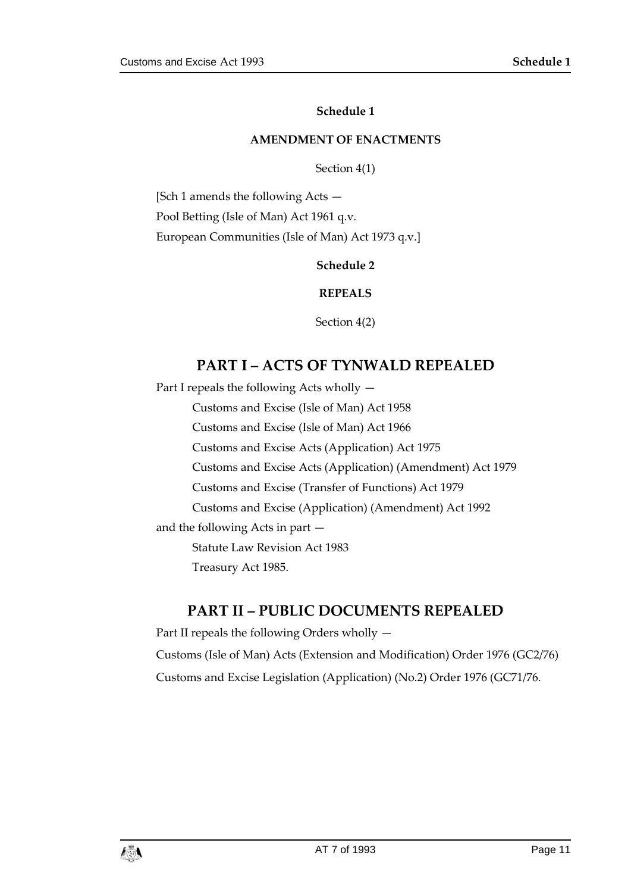**Schedule 1**

**AMENDMENT OF ENACTMENTS**

Section 4(1)

[Sch 1 amends the following Acts —

Pool Betting (Isle of Man) Act 1961 q.v.

European Communities (Isle of Man) Act 1973 q.v.]

**Schedule 2**

**REPEALS**

Section 4(2)

## PART I – ACTS OF TYNWALD REPEALED

Part I repeals the following Acts wholly —

Customs and Excise (Isle of Man) Act 1958

Customs and Excise (Isle of Man) Act 1966

Customs and Excise Acts (Application) Act 1975

Customs and Excise Acts (Application) (Amendment) Act 1979

Customs and Excise (Transfer of Functions) Act 1979

Customs and Excise (Application) (Amendment) Act 1992

and the following Acts in part —

Statute Law Revision Act 1983

Treasury Act 1985.

## PART II – PUBLIC DOCUMENTS REPEALED

Part II repeals the following Orders wholly —

Customs (Isle of Man) Acts (Extension and Modification) Order 1976 (GC2/76)

Customs and Excise Legislation (Application) (No.2) Order 1976 (GC71/76.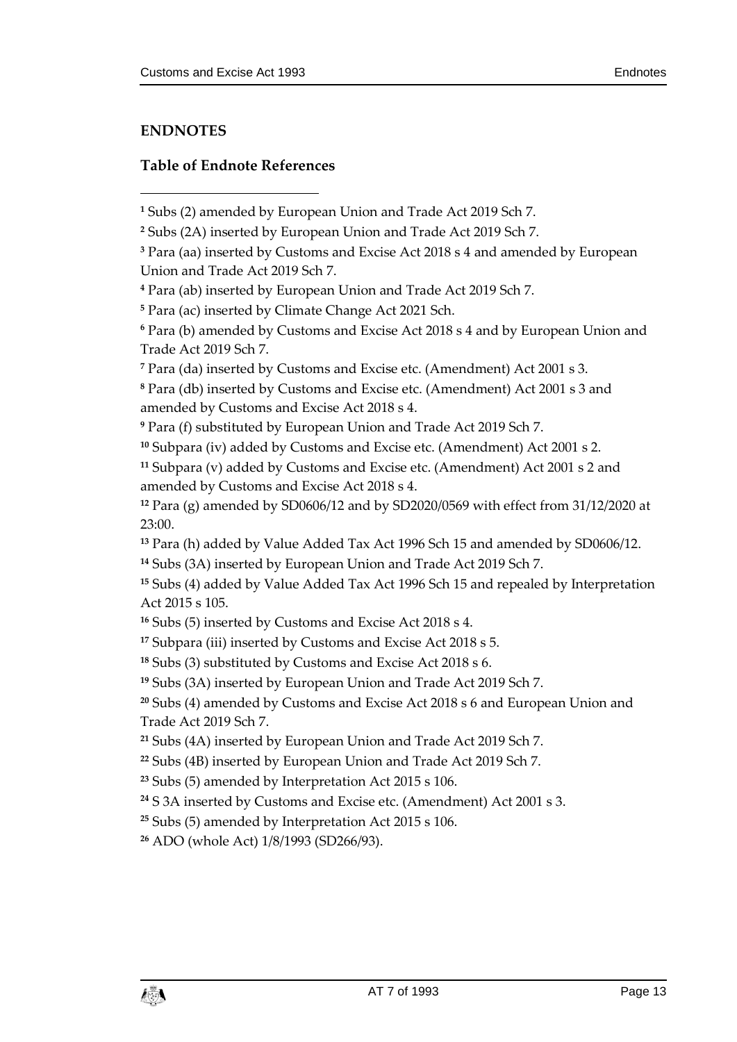## ENDNOTES

### Table of Endnote References

[1] Subs (2) amended by European Union and Trade Act 2019 Sch 7.

[2] Subs (2A) inserted by European Union and Trade Act 2019 Sch 7.

[3] Para (aa) inserted by Customs and Excise Act 2018 s 4 and amended by European Union and Trade Act 2019 Sch 7.

[4] Para (ab) inserted by European Union and Trade Act 2019 Sch 7.

[5] Para (ac) inserted by Climate Change Act 2021 Sch.

[6] Para (b) amended by Customs and Excise Act 2018 s 4 and by European Union and Trade Act 2019 Sch 7.

[7] Para (da) inserted by Customs and Excise etc. (Amendment) Act 2001 s 3.

[8] Para (db) inserted by Customs and Excise etc. (Amendment) Act 2001 s 3 and amended by Customs and Excise Act 2018 s 4.

[9] Para (f) substituted by European Union and Trade Act 2019 Sch 7.

[10] Subpara (iv) added by Customs and Excise etc. (Amendment) Act 2001 s 2.

[11] Subpara (v) added by Customs and Excise etc. (Amendment) Act 2001 s 2 and amended by Customs and Excise Act 2018 s 4.

[12] Para (g) amended by SD0606/12 and by SD2020/0569 with effect from 31/12/2020 at 23:00.

[13] Para (h) added by Value Added Tax Act 1996 Sch 15 and amended by SD0606/12.

[14] Subs (3A) inserted by European Union and Trade Act 2019 Sch 7.

[15] Subs (4) added by Value Added Tax Act 1996 Sch 15 and repealed by Interpretation Act 2015 s 105.

[16] Subs (5) inserted by Customs and Excise Act 2018 s 4.

[17] Subpara (iii) inserted by Customs and Excise Act 2018 s 5.

[18] Subs (3) substituted by Customs and Excise Act 2018 s 6.

[19] Subs (3A) inserted by European Union and Trade Act 2019 Sch 7.

[20] Subs (4) amended by Customs and Excise Act 2018 s 6 and European Union and Trade Act 2019 Sch 7.

[21] Subs (4A) inserted by European Union and Trade Act 2019 Sch 7.

[22] Subs (4B) inserted by European Union and Trade Act 2019 Sch 7.

[23] Subs (5) amended by Interpretation Act 2015 s 106.

[24] S 3A inserted by Customs and Excise etc. (Amendment) Act 2001 s 3.

[25] Subs (5) amended by Interpretation Act 2015 s 106.

[26] ADO (whole Act) 1/8/1993 (SD266/93).